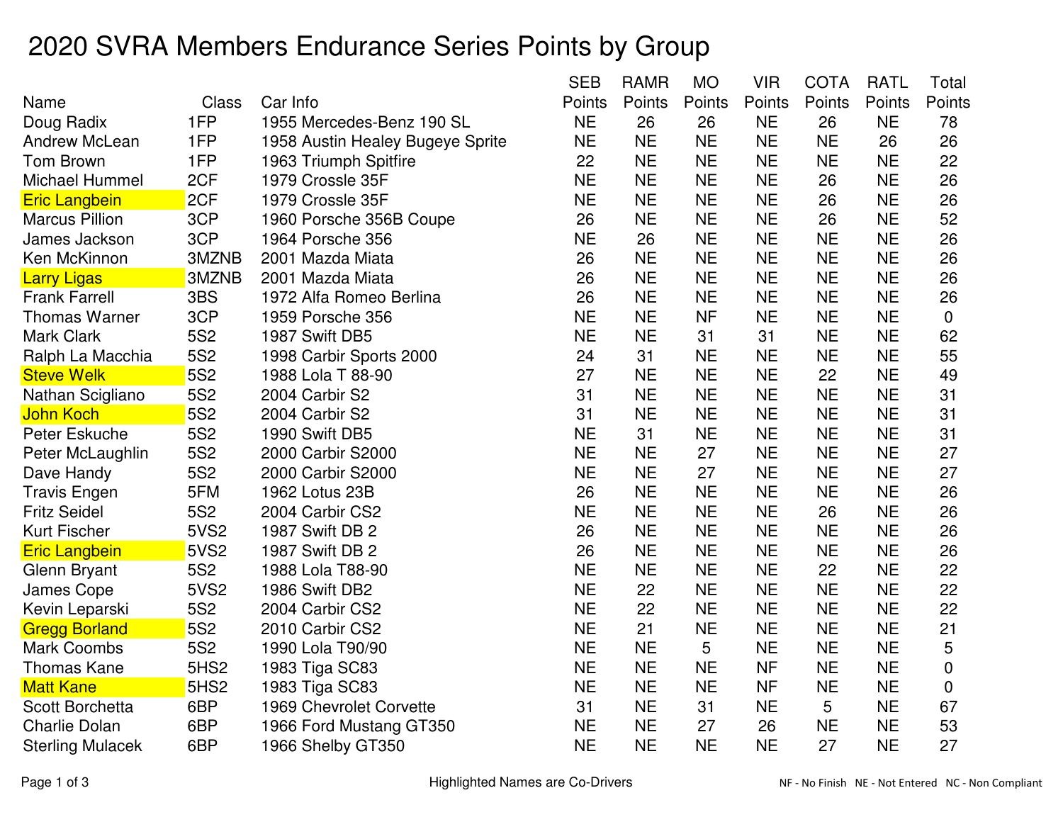# 2020 SVRA Members Endurance Series Points by Group

| Name | Class | Car Info | SEB Points | RAMR Points | MO Points | VIR Points | COTA Points | RATL Points | Total Points |
|---|---|---|---|---|---|---|---|---|---|
| Doug Radix | 1FP | 1955 Mercedes-Benz 190 SL | NE | 26 | 26 | NE | 26 | NE | 78 |
| Andrew McLean | 1FP | 1958 Austin Healey Bugeye Sprite | NE | NE | NE | NE | NE | 26 | 26 |
| Tom Brown | 1FP | 1963 Triumph Spitfire | 22 | NE | NE | NE | NE | NE | 22 |
| Michael Hummel | 2CF | 1979 Crossle 35F | NE | NE | NE | NE | 26 | NE | 26 |
| Eric Langbein | 2CF | 1979 Crossle 35F | NE | NE | NE | NE | 26 | NE | 26 |
| Marcus Pillion | 3CP | 1960 Porsche 356B Coupe | 26 | NE | NE | NE | 26 | NE | 52 |
| James Jackson | 3CP | 1964 Porsche 356 | NE | 26 | NE | NE | NE | NE | 26 |
| Ken McKinnon | 3MZNB | 2001 Mazda Miata | 26 | NE | NE | NE | NE | NE | 26 |
| Larry Ligas | 3MZNB | 2001 Mazda Miata | 26 | NE | NE | NE | NE | NE | 26 |
| Frank Farrell | 3BS | 1972 Alfa Romeo Berlina | 26 | NE | NE | NE | NE | NE | 26 |
| Thomas Warner | 3CP | 1959 Porsche 356 | NE | NE | NF | NE | NE | NE | 0 |
| Mark Clark | 5S2 | 1987 Swift DB5 | NE | NE | 31 | 31 | NE | NE | 62 |
| Ralph La Macchia | 5S2 | 1998 Carbir Sports 2000 | 24 | 31 | NE | NE | NE | NE | 55 |
| Steve Welk | 5S2 | 1988 Lola T 88-90 | 27 | NE | NE | NE | 22 | NE | 49 |
| Nathan Scigliano | 5S2 | 2004 Carbir S2 | 31 | NE | NE | NE | NE | NE | 31 |
| John Koch | 5S2 | 2004 Carbir S2 | 31 | NE | NE | NE | NE | NE | 31 |
| Peter Eskuche | 5S2 | 1990 Swift DB5 | NE | 31 | NE | NE | NE | NE | 31 |
| Peter McLaughlin | 5S2 | 2000 Carbir S2000 | NE | NE | 27 | NE | NE | NE | 27 |
| Dave Handy | 5S2 | 2000 Carbir S2000 | NE | NE | 27 | NE | NE | NE | 27 |
| Travis Engen | 5FM | 1962 Lotus 23B | 26 | NE | NE | NE | NE | NE | 26 |
| Fritz Seidel | 5S2 | 2004 Carbir CS2 | NE | NE | NE | NE | 26 | NE | 26 |
| Kurt Fischer | 5VS2 | 1987 Swift DB 2 | 26 | NE | NE | NE | NE | NE | 26 |
| Eric Langbein | 5VS2 | 1987 Swift DB 2 | 26 | NE | NE | NE | NE | NE | 26 |
| Glenn Bryant | 5S2 | 1988 Lola T88-90 | NE | NE | NE | NE | 22 | NE | 22 |
| James Cope | 5VS2 | 1986 Swift DB2 | NE | 22 | NE | NE | NE | NE | 22 |
| Kevin Leparski | 5S2 | 2004 Carbir CS2 | NE | 22 | NE | NE | NE | NE | 22 |
| Gregg Borland | 5S2 | 2010 Carbir CS2 | NE | 21 | NE | NE | NE | NE | 21 |
| Mark Coombs | 5S2 | 1990 Lola T90/90 | NE | NE | 5 | NE | NE | NE | 5 |
| Thomas Kane | 5HS2 | 1983 Tiga SC83 | NE | NE | NE | NF | NE | NE | 0 |
| Matt Kane | 5HS2 | 1983 Tiga SC83 | NE | NE | NE | NF | NE | NE | 0 |
| Scott Borchetta | 6BP | 1969 Chevrolet Corvette | 31 | NE | 31 | NE | 5 | NE | 67 |
| Charlie Dolan | 6BP | 1966 Ford Mustang GT350 | NE | NE | 27 | 26 | NE | NE | 53 |
| Sterling Mulacek | 6BP | 1966 Shelby GT350 | NE | NE | NE | NE | 27 | NE | 27 |

Highlighted Names are Co-Drivers

NF - No Finish NE - Not Entered NC - Non Compliant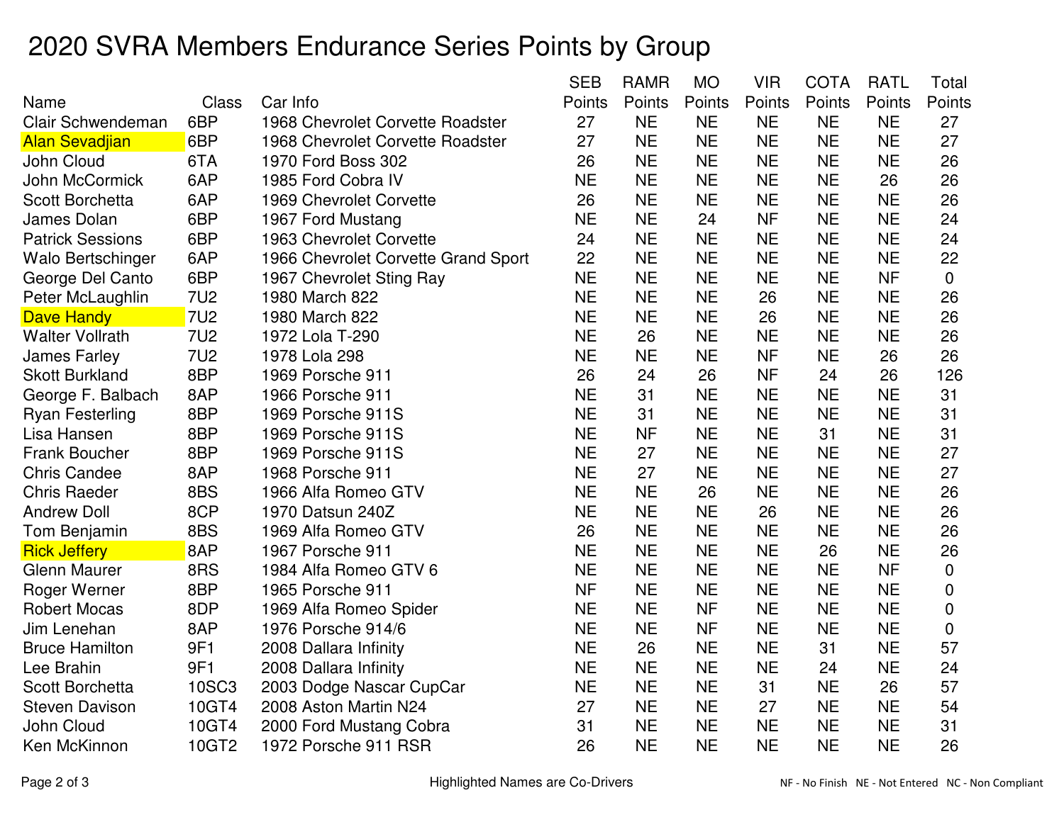# 2020 SVRA Members Endurance Series Points by Group

| Name | Class | Car Info | SEB Points | RAMR Points | MO Points | VIR Points | COTA Points | RATL Points | Total Points |
|---|---|---|---|---|---|---|---|---|---|
| Clair Schwendeman | 6BP | 1968 Chevrolet Corvette Roadster | 27 | NE | NE | NE | NE | NE | 27 |
| Alan Sevadjian | 6BP | 1968 Chevrolet Corvette Roadster | 27 | NE | NE | NE | NE | NE | 27 |
| John Cloud | 6TA | 1970 Ford Boss 302 | 26 | NE | NE | NE | NE | NE | 26 |
| John McCormick | 6AP | 1985 Ford Cobra IV | NE | NE | NE | NE | NE | 26 | 26 |
| Scott Borchetta | 6AP | 1969 Chevrolet Corvette | 26 | NE | NE | NE | NE | NE | 26 |
| James Dolan | 6BP | 1967 Ford Mustang | NE | NE | 24 | NF | NE | NE | 24 |
| Patrick Sessions | 6BP | 1963 Chevrolet Corvette | 24 | NE | NE | NE | NE | NE | 24 |
| Walo Bertschinger | 6AP | 1966 Chevrolet Corvette Grand Sport | 22 | NE | NE | NE | NE | NE | 22 |
| George Del Canto | 6BP | 1967 Chevrolet Sting Ray | NE | NE | NE | NE | NE | NF | 0 |
| Peter McLaughlin | 7U2 | 1980 March 822 | NE | NE | NE | 26 | NE | NE | 26 |
| Dave Handy | 7U2 | 1980 March 822 | NE | NE | NE | 26 | NE | NE | 26 |
| Walter Vollrath | 7U2 | 1972 Lola T-290 | NE | 26 | NE | NE | NE | NE | 26 |
| James Farley | 7U2 | 1978 Lola 298 | NE | NE | NE | NF | NE | 26 | 26 |
| Skott Burkland | 8BP | 1969 Porsche 911 | 26 | 24 | 26 | NF | 24 | 26 | 126 |
| George F. Balbach | 8AP | 1966 Porsche 911 | NE | 31 | NE | NE | NE | NE | 31 |
| Ryan Festerling | 8BP | 1969 Porsche 911S | NE | 31 | NE | NE | NE | NE | 31 |
| Lisa Hansen | 8BP | 1969 Porsche 911S | NE | NF | NE | NE | 31 | NE | 31 |
| Frank Boucher | 8BP | 1969 Porsche 911S | NE | 27 | NE | NE | NE | NE | 27 |
| Chris Candee | 8AP | 1968 Porsche 911 | NE | 27 | NE | NE | NE | NE | 27 |
| Chris Raeder | 8BS | 1966 Alfa Romeo GTV | NE | NE | 26 | NE | NE | NE | 26 |
| Andrew Doll | 8CP | 1970 Datsun 240Z | NE | NE | NE | 26 | NE | NE | 26 |
| Tom Benjamin | 8BS | 1969 Alfa Romeo GTV | 26 | NE | NE | NE | NE | NE | 26 |
| Rick Jeffery | 8AP | 1967 Porsche 911 | NE | NE | NE | NE | 26 | NE | 26 |
| Glenn Maurer | 8RS | 1984 Alfa Romeo GTV 6 | NE | NE | NE | NE | NE | NF | 0 |
| Roger Werner | 8BP | 1965 Porsche 911 | NF | NE | NE | NE | NE | NE | 0 |
| Robert Mocas | 8DP | 1969 Alfa Romeo Spider | NE | NE | NF | NE | NE | NE | 0 |
| Jim Lenehan | 8AP | 1976 Porsche 914/6 | NE | NE | NF | NE | NE | NE | 0 |
| Bruce Hamilton | 9F1 | 2008 Dallara Infinity | NE | 26 | NE | NE | 31 | NE | 57 |
| Lee Brahin | 9F1 | 2008 Dallara Infinity | NE | NE | NE | NE | 24 | NE | 24 |
| Scott Borchetta | 10SC3 | 2003 Dodge Nascar CupCar | NE | NE | NE | 31 | NE | 26 | 57 |
| Steven Davison | 10GT4 | 2008 Aston Martin N24 | 27 | NE | NE | 27 | NE | NE | 54 |
| John Cloud | 10GT4 | 2000 Ford Mustang Cobra | 31 | NE | NE | NE | NE | NE | 31 |
| Ken McKinnon | 10GT2 | 1972 Porsche 911 RSR | 26 | NE | NE | NE | NE | NE | 26 |

Highlighted Names are Co-Drivers

NF - No Finish   NE - Not Entered   NC - Non Compliant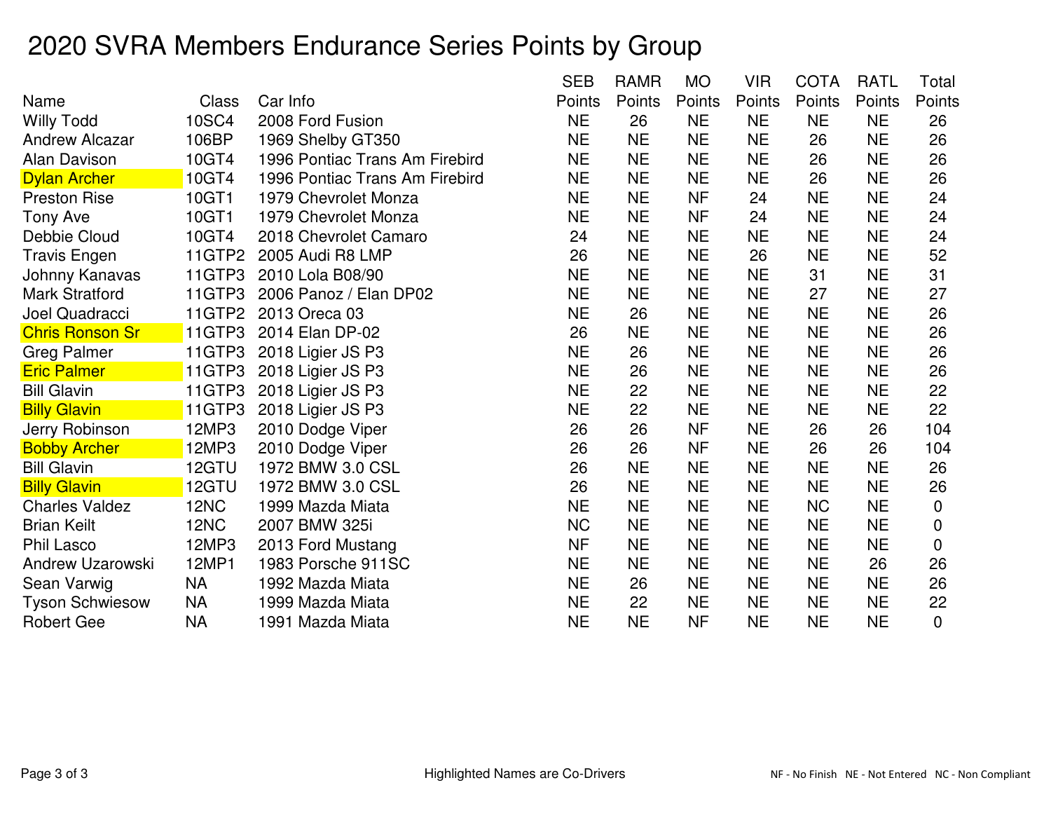# 2020 SVRA Members Endurance Series Points by Group

| Name | Class | Car Info | SEB Points | RAMR Points | MO Points | VIR Points | COTA Points | RATL Points | Total Points |
|---|---|---|---|---|---|---|---|---|---|
| Willy Todd | 10SC4 | 2008 Ford Fusion | NE | 26 | NE | NE | NE | NE | 26 |
| Andrew Alcazar | 106BP | 1969 Shelby GT350 | NE | NE | NE | NE | 26 | NE | 26 |
| Alan Davison | 10GT4 | 1996 Pontiac Trans Am Firebird | NE | NE | NE | NE | 26 | NE | 26 |
| Dylan Archer | 10GT4 | 1996 Pontiac Trans Am Firebird | NE | NE | NE | NE | 26 | NE | 26 |
| Preston Rise | 10GT1 | 1979 Chevrolet Monza | NE | NE | NF | 24 | NE | NE | 24 |
| Tony Ave | 10GT1 | 1979 Chevrolet Monza | NE | NE | NF | 24 | NE | NE | 24 |
| Debbie Cloud | 10GT4 | 2018 Chevrolet Camaro | 24 | NE | NE | NE | NE | NE | 24 |
| Travis Engen | 11GTP2 | 2005 Audi R8 LMP | 26 | NE | NE | 26 | NE | NE | 52 |
| Johnny Kanavas | 11GTP3 | 2010 Lola B08/90 | NE | NE | NE | NE | 31 | NE | 31 |
| Mark Stratford | 11GTP3 | 2006 Panoz / Elan DP02 | NE | NE | NE | NE | 27 | NE | 27 |
| Joel Quadracci | 11GTP2 | 2013 Oreca 03 | NE | 26 | NE | NE | NE | NE | 26 |
| Chris Ronson Sr | 11GTP3 | 2014 Elan DP-02 | 26 | NE | NE | NE | NE | NE | 26 |
| Greg Palmer | 11GTP3 | 2018 Ligier JS P3 | NE | 26 | NE | NE | NE | NE | 26 |
| Eric Palmer | 11GTP3 | 2018 Ligier JS P3 | NE | 26 | NE | NE | NE | NE | 26 |
| Bill Glavin | 11GTP3 | 2018 Ligier JS P3 | NE | 22 | NE | NE | NE | NE | 22 |
| Billy Glavin | 11GTP3 | 2018 Ligier JS P3 | NE | 22 | NE | NE | NE | NE | 22 |
| Jerry Robinson | 12MP3 | 2010 Dodge Viper | 26 | 26 | NF | NE | 26 | 26 | 104 |
| Bobby Archer | 12MP3 | 2010 Dodge Viper | 26 | 26 | NF | NE | 26 | 26 | 104 |
| Bill Glavin | 12GTU | 1972 BMW 3.0 CSL | 26 | NE | NE | NE | NE | NE | 26 |
| Billy Glavin | 12GTU | 1972 BMW 3.0 CSL | 26 | NE | NE | NE | NE | NE | 26 |
| Charles Valdez | 12NC | 1999 Mazda Miata | NE | NE | NE | NE | NC | NE | 0 |
| Brian Keilt | 12NC | 2007 BMW 325i | NC | NE | NE | NE | NE | NE | 0 |
| Phil Lasco | 12MP3 | 2013 Ford Mustang | NF | NE | NE | NE | NE | NE | 0 |
| Andrew Uzarowski | 12MP1 | 1983 Porsche 911SC | NE | NE | NE | NE | NE | 26 | 26 |
| Sean Varwig | NA | 1992 Mazda Miata | NE | 26 | NE | NE | NE | NE | 26 |
| Tyson Schwiesow | NA | 1999 Mazda Miata | NE | 22 | NE | NE | NE | NE | 22 |
| Robert Gee | NA | 1991 Mazda Miata | NE | NE | NF | NE | NE | NE | 0 |

Highlighted Names are Co-Drivers

NF - No Finish NE - Not Entered NC - Non Compliant